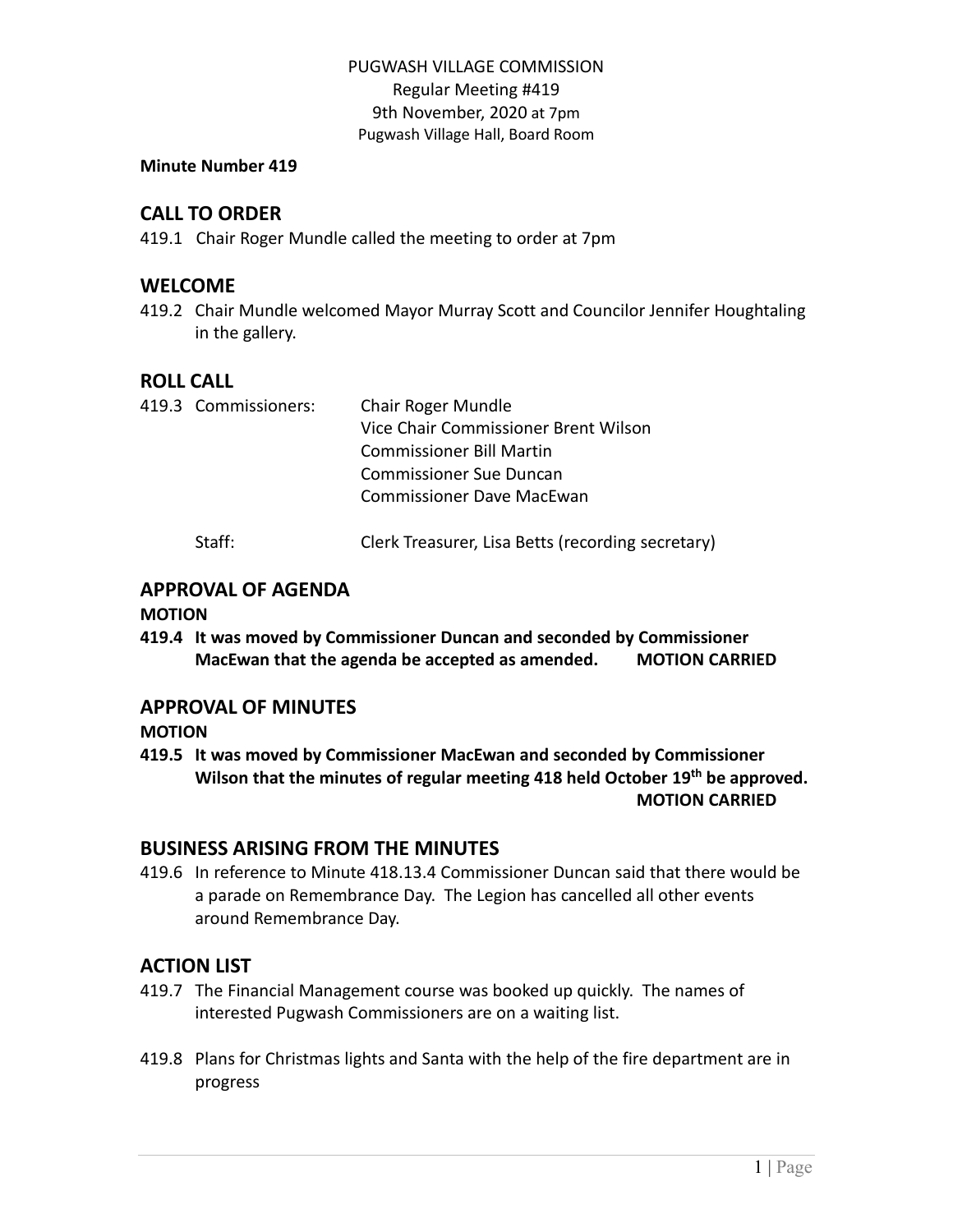PUGWASH VILLAGE COMMISSION
Regular Meeting #419
9th November, 2020 at 7pm
Pugwash Village Hall, Board Room

**Minute Number 419**

## CALL TO ORDER

419.1 Chair Roger Mundle called the meeting to order at 7pm

## WELCOME

419.2 Chair Mundle welcomed Mayor Murray Scott and Councilor Jennifer Houghtaling in the gallery.

## ROLL CALL

419.3 Commissioners:
- Chair Roger Mundle
- Vice Chair Commissioner Brent Wilson
- Commissioner Bill Martin
- Commissioner Sue Duncan
- Commissioner Dave MacEwan

Staff: Clerk Treasurer, Lisa Betts (recording secretary)

## APPROVAL OF AGENDA

**MOTION**

**419.4 It was moved by Commissioner Duncan and seconded by Commissioner MacEwan that the agenda be accepted as amended. MOTION CARRIED**

## APPROVAL OF MINUTES

**MOTION**

**419.5 It was moved by Commissioner MacEwan and seconded by Commissioner Wilson that the minutes of regular meeting 418 held October 19th be approved. MOTION CARRIED**

## BUSINESS ARISING FROM THE MINUTES

419.6 In reference to Minute 418.13.4 Commissioner Duncan said that there would be a parade on Remembrance Day. The Legion has cancelled all other events around Remembrance Day.

## ACTION LIST

419.7 The Financial Management course was booked up quickly. The names of interested Pugwash Commissioners are on a waiting list.

419.8 Plans for Christmas lights and Santa with the help of the fire department are in progress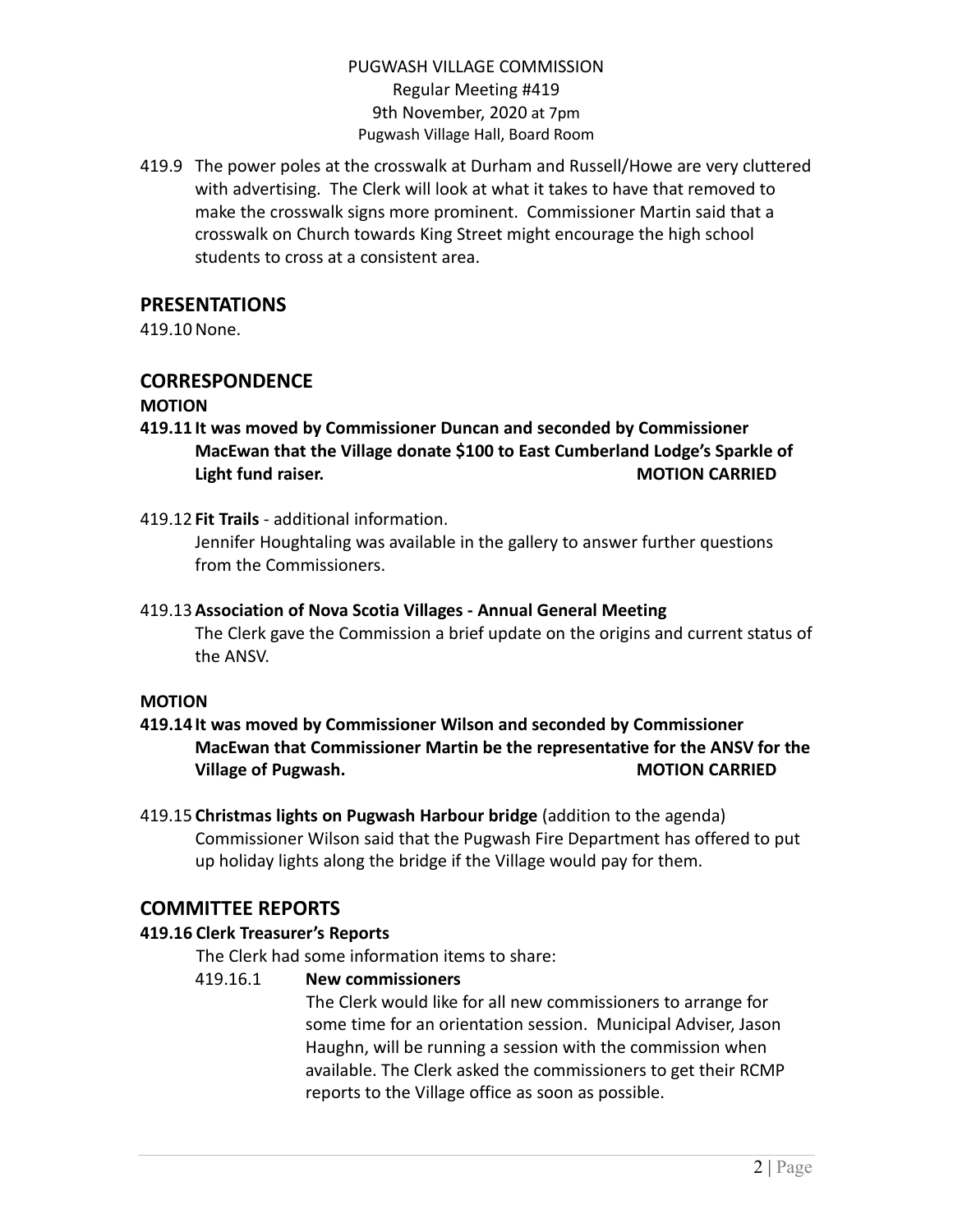419.9 The power poles at the crosswalk at Durham and Russell/Howe are very cluttered with advertising. The Clerk will look at what it takes to have that removed to make the crosswalk signs more prominent. Commissioner Martin said that a crosswalk on Church towards King Street might encourage the high school students to cross at a consistent area.

## PRESENTATIONS

419.10 None.

## CORRESPONDENCE

**MOTION**

**419.11 It was moved by Commissioner Duncan and seconded by Commissioner MacEwan that the Village donate $100 to East Cumberland Lodge's Sparkle of Light fund raiser. MOTION CARRIED**

419.12 **Fit Trails** - additional information.
Jennifer Houghtaling was available in the gallery to answer further questions from the Commissioners.

419.13 **Association of Nova Scotia Villages - Annual General Meeting**
The Clerk gave the Commission a brief update on the origins and current status of the ANSV.

**MOTION**

**419.14 It was moved by Commissioner Wilson and seconded by Commissioner MacEwan that Commissioner Martin be the representative for the ANSV for the Village of Pugwash. MOTION CARRIED**

419.15 **Christmas lights on Pugwash Harbour bridge** (addition to the agenda)
Commissioner Wilson said that the Pugwash Fire Department has offered to put up holiday lights along the bridge if the Village would pay for them.

## COMMITTEE REPORTS

**419.16 Clerk Treasurer's Reports**

The Clerk had some information items to share:

419.16.1 **New commissioners**
The Clerk would like for all new commissioners to arrange for some time for an orientation session. Municipal Adviser, Jason Haughn, will be running a session with the commission when available. The Clerk asked the commissioners to get their RCMP reports to the Village office as soon as possible.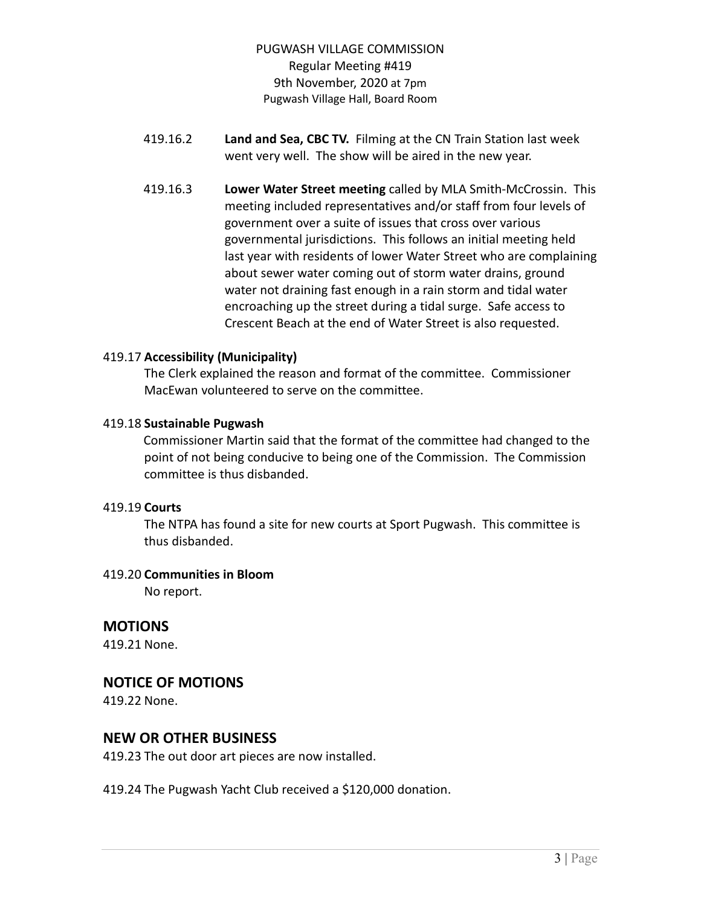419.16.2 **Land and Sea, CBC TV.** Filming at the CN Train Station last week went very well. The show will be aired in the new year.

419.16.3 **Lower Water Street meeting** called by MLA Smith-McCrossin. This meeting included representatives and/or staff from four levels of government over a suite of issues that cross over various governmental jurisdictions. This follows an initial meeting held last year with residents of lower Water Street who are complaining about sewer water coming out of storm water drains, ground water not draining fast enough in a rain storm and tidal water encroaching up the street during a tidal surge. Safe access to Crescent Beach at the end of Water Street is also requested.

419.17 **Accessibility (Municipality)**

The Clerk explained the reason and format of the committee. Commissioner MacEwan volunteered to serve on the committee.

419.18 **Sustainable Pugwash**

Commissioner Martin said that the format of the committee had changed to the point of not being conducive to being one of the Commission. The Commission committee is thus disbanded.

419.19 **Courts**

The NTPA has found a site for new courts at Sport Pugwash. This committee is thus disbanded.

419.20 **Communities in Bloom**

No report.

## MOTIONS

419.21 None.

## NOTICE OF MOTIONS

419.22 None.

## NEW OR OTHER BUSINESS

419.23 The out door art pieces are now installed.

419.24 The Pugwash Yacht Club received a $120,000 donation.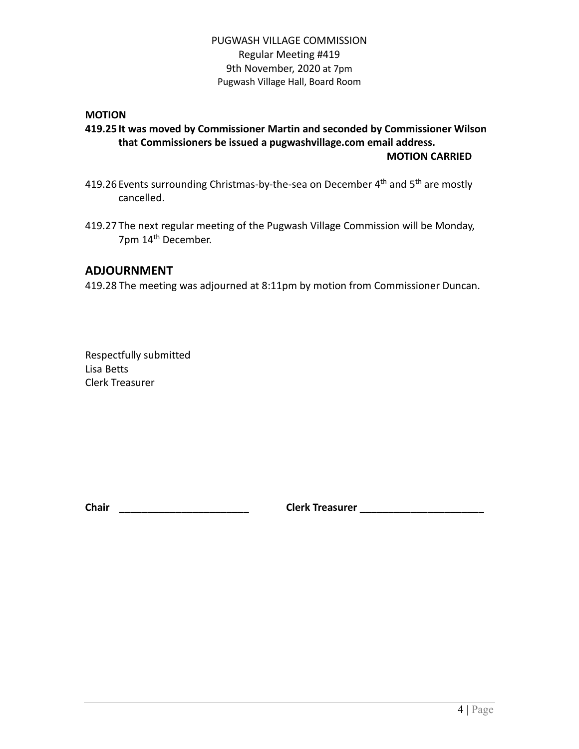PUGWASH VILLAGE COMMISSION
Regular Meeting #419
9th November, 2020 at 7pm
Pugwash Village Hall, Board Room

**MOTION**

**419.25 It was moved by Commissioner Martin and seconded by Commissioner Wilson that Commissioners be issued a pugwashvillage.com email address.**

**MOTION CARRIED**

419.26 Events surrounding Christmas-by-the-sea on December 4th and 5th are mostly cancelled.

419.27 The next regular meeting of the Pugwash Village Commission will be Monday, 7pm 14th December.

## ADJOURNMENT

419.28 The meeting was adjourned at 8:11pm by motion from Commissioner Duncan.

Respectfully submitted
Lisa Betts
Clerk Treasurer

**Chair** ________________________ **Clerk Treasurer** ______________________